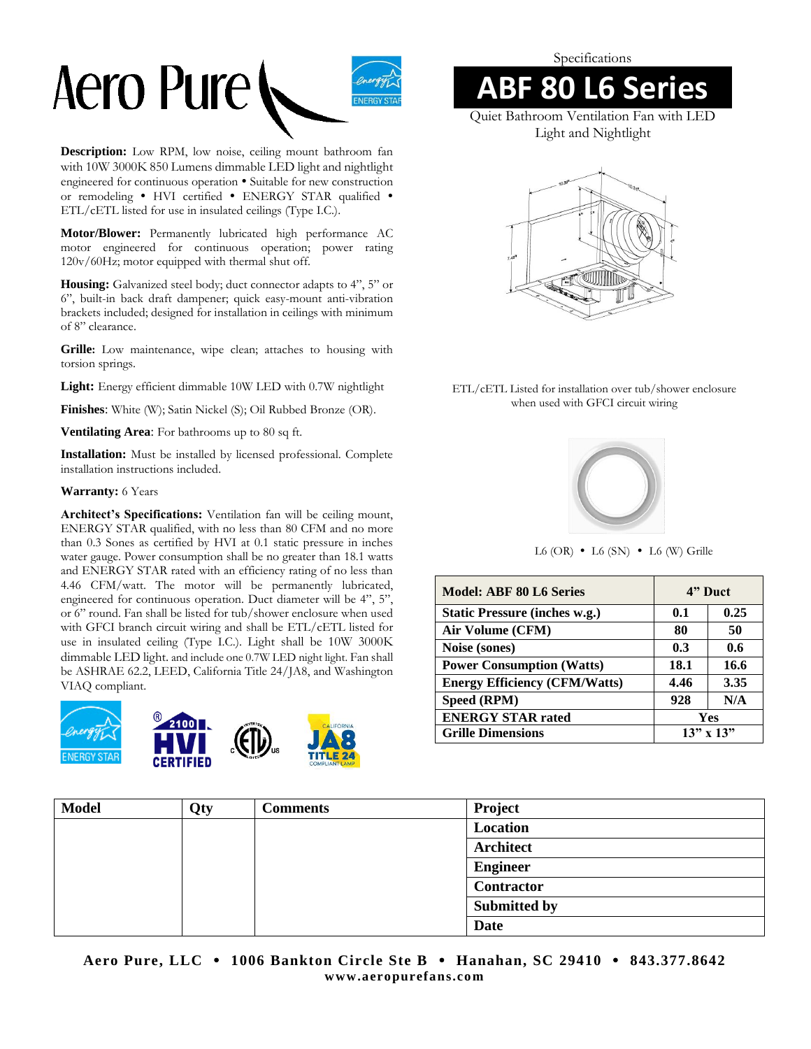Aero Pure

Specifications

# ABF 80 L6 Series

Quiet Bathroom Ventilation Fan with LED Light and Nightlight

**Description:** Low RPM, low noise, ceiling mount bathroom fan with 10W 3000K 850 Lumens dimmable LED light and nightlight engineered for continuous operation • Suitable for new construction or remodeling • HVI certified • ENERGY STAR qualified • ETL/cETL listed for use in insulated ceilings (Type I.C.).

**Motor/Blower:** Permanently lubricated high performance AC motor engineered for continuous operation; power rating 120v/60Hz; motor equipped with thermal shut off.

**Housing:** Galvanized steel body; duct connector adapts to 4", 5" or 6", built-in back draft dampener; quick easy-mount anti-vibration brackets included; designed for installation in ceilings with minimum of 8" clearance.

**Grille:** Low maintenance, wipe clean; attaches to housing with torsion springs.

**Light:** Energy efficient dimmable 10W LED with 0.7W nightlight

**Finishes**: White (W); Satin Nickel (S); Oil Rubbed Bronze (OR).

**Ventilating Area**: For bathrooms up to 80 sq ft.

**Installation:** Must be installed by licensed professional. Complete installation instructions included.

**Warranty:** 6 Years

**Architect's Specifications:** Ventilation fan will be ceiling mount, ENERGY STAR qualified, with no less than 80 CFM and no more than 0.3 Sones as certified by HVI at 0.1 static pressure in inches water gauge. Power consumption shall be no greater than 18.1 watts and ENERGY STAR rated with an efficiency rating of no less than 4.46 CFM/watt. The motor will be permanently lubricated, engineered for continuous operation. Duct diameter will be 4", 5", or 6" round. Fan shall be listed for tub/shower enclosure when used with GFCI branch circuit wiring and shall be ETL/cETL listed for use in insulated ceiling (Type I.C.). Light shall be 10W 3000K dimmable LED light. and include one 0.7W LED night light. Fan shall be ASHRAE 62.2, LEED, California Title 24/JA8, and Washington VIAQ compliant.

ETL/cETL Listed for installation over tub/shower enclosure when used with GFCI circuit wiring

L6 (OR) • L6 (SN) • L6 (W) Grille

| Model: ABF 80 L6 Series | 4" Duct | |
|---|---|---|
| Static Pressure (inches w.g.) | 0.1 | 0.25 |
| Air Volume (CFM) | 80 | 50 |
| Noise (sones) | 0.3 | 0.6 |
| Power Consumption (Watts) | 18.1 | 16.6 |
| Energy Efficiency (CFM/Watts) | 4.46 | 3.35 |
| Speed (RPM) | 928 | N/A |
| ENERGY STAR rated | Yes | |
| Grille Dimensions | 13" x 13" | |

| Model | Qty | Comments | Project |
|---|---|---|---|
| | | | Location |
| | | | Architect |
| | | | Engineer |
| | | | Contractor |
| | | | Submitted by |
| | | | Date |

**Aero Pure, LLC • 1006 Bankton Circle Ste B • Hanahan, SC 29410 • 843.377.8642**
**www.aeropurefans.com**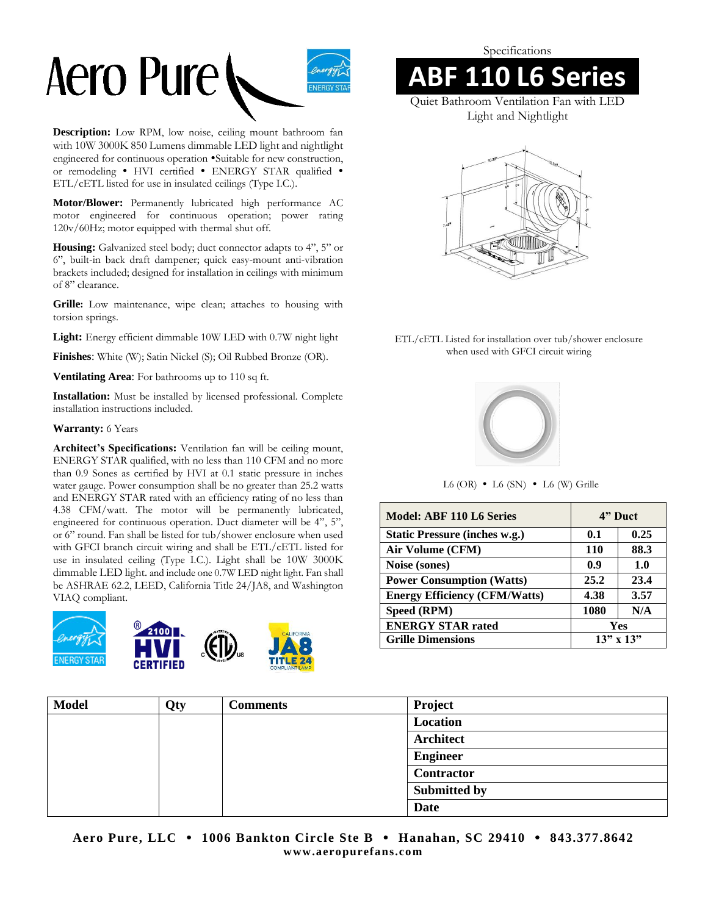# Aero Pure

Specifications

# ABF 110 L6 Series

Quiet Bathroom Ventilation Fan with LED Light and Nightlight

**Description:** Low RPM, low noise, ceiling mount bathroom fan with 10W 3000K 850 Lumens dimmable LED light and nightlight engineered for continuous operation •Suitable for new construction, or remodeling • HVI certified • ENERGY STAR qualified • ETL/cETL listed for use in insulated ceilings (Type I.C.).

**Motor/Blower:** Permanently lubricated high performance AC motor engineered for continuous operation; power rating 120v/60Hz; motor equipped with thermal shut off.

**Housing:** Galvanized steel body; duct connector adapts to 4", 5" or 6", built-in back draft dampener; quick easy-mount anti-vibration brackets included; designed for installation in ceilings with minimum of 8" clearance.

**Grille:** Low maintenance, wipe clean; attaches to housing with torsion springs.

**Light:** Energy efficient dimmable 10W LED with 0.7W night light

**Finishes**: White (W); Satin Nickel (S); Oil Rubbed Bronze (OR).

**Ventilating Area**: For bathrooms up to 110 sq ft.

**Installation:** Must be installed by licensed professional. Complete installation instructions included.

**Warranty:** 6 Years

**Architect's Specifications:** Ventilation fan will be ceiling mount, ENERGY STAR qualified, with no less than 110 CFM and no more than 0.9 Sones as certified by HVI at 0.1 static pressure in inches water gauge. Power consumption shall be no greater than 25.2 watts and ENERGY STAR rated with an efficiency rating of no less than 4.38 CFM/watt. The motor will be permanently lubricated, engineered for continuous operation. Duct diameter will be 4", 5", or 6" round. Fan shall be listed for tub/shower enclosure when used with GFCI branch circuit wiring and shall be ETL/cETL listed for use in insulated ceiling (Type I.C.). Light shall be 10W 3000K dimmable LED light. and include one 0.7W LED night light. Fan shall be ASHRAE 62.2, LEED, California Title 24/JA8, and Washington VIAQ compliant.

ETL/cETL Listed for installation over tub/shower enclosure when used with GFCI circuit wiring

L6 (OR) • L6 (SN) • L6 (W) Grille

| Model: ABF 110 L6 Series | 4" Duct | |
|---|---|---|
| Static Pressure (inches w.g.) | 0.1 | 0.25 |
| Air Volume (CFM) | 110 | 88.3 |
| Noise (sones) | 0.9 | 1.0 |
| Power Consumption (Watts) | 25.2 | 23.4 |
| Energy Efficiency (CFM/Watts) | 4.38 | 3.57 |
| Speed (RPM) | 1080 | N/A |
| ENERGY STAR rated | Yes | |
| Grille Dimensions | 13" x 13" | |

| Model | Qty | Comments | |
|---|---|---|---|
| | | | Project |
| | | | Location |
| | | | Architect |
| | | | Engineer |
| | | | Contractor |
| | | | Submitted by |
| | | | Date |

**Aero Pure, LLC • 1006 Bankton Circle Ste B • Hanahan, SC 29410 • 843.377.8642**
**www.aeropurefans.com**